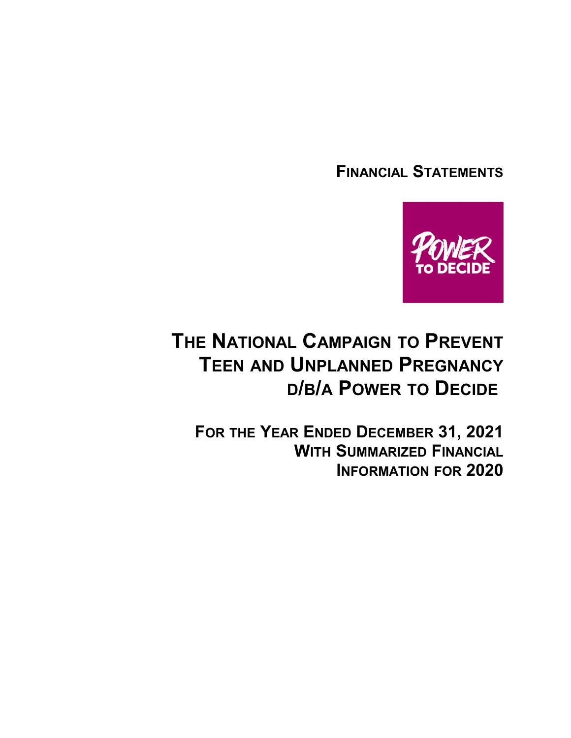# FINANCIAL STATEMENTS

POWER TO DECIDE

# THE NATIONAL CAMPAIGN TO PREVENT TEEN AND UNPLANNED PREGNANCY d/b/a POWER TO DECIDE

## FOR THE YEAR ENDED DECEMBER 31, 2021 WITH SUMMARIZED FINANCIAL INFORMATION FOR 2020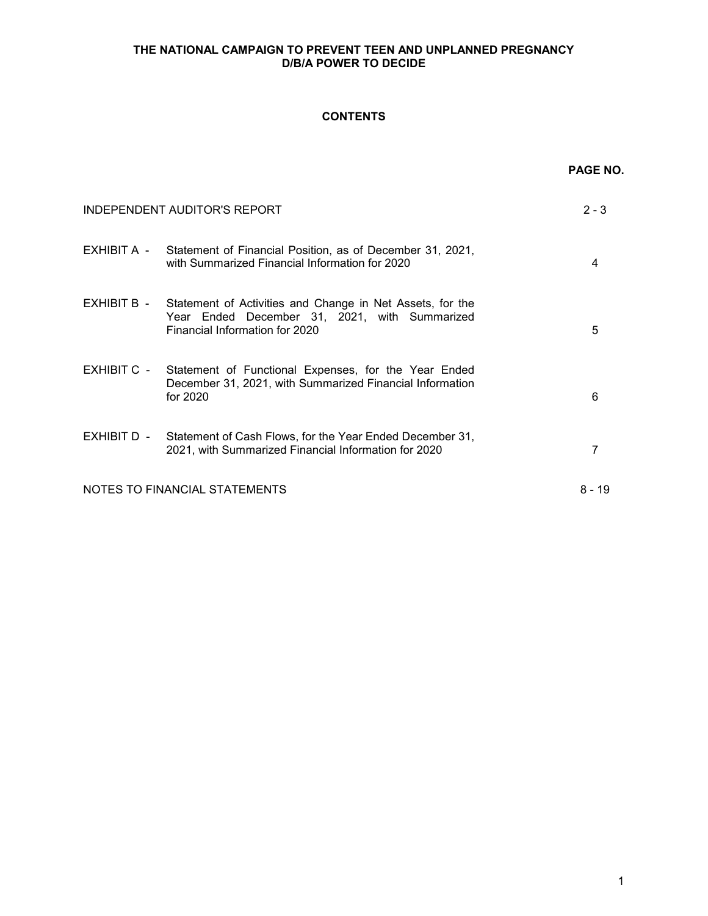**THE NATIONAL CAMPAIGN TO PREVENT TEEN AND UNPLANNED PREGNANCY**
**D/B/A POWER TO DECIDE**

**CONTENTS**

| | | **PAGE NO.** |
|---|---|---|
| INDEPENDENT AUDITOR'S REPORT | | 2 - 3 |
| EXHIBIT A - | Statement of Financial Position, as of December 31, 2021, with Summarized Financial Information for 2020 | 4 |
| EXHIBIT B - | Statement of Activities and Change in Net Assets, for the Year Ended December 31, 2021, with Summarized Financial Information for 2020 | 5 |
| EXHIBIT C - | Statement of Functional Expenses, for the Year Ended December 31, 2021, with Summarized Financial Information for 2020 | 6 |
| EXHIBIT D - | Statement of Cash Flows, for the Year Ended December 31, 2021, with Summarized Financial Information for 2020 | 7 |
| NOTES TO FINANCIAL STATEMENTS | | 8 - 19 |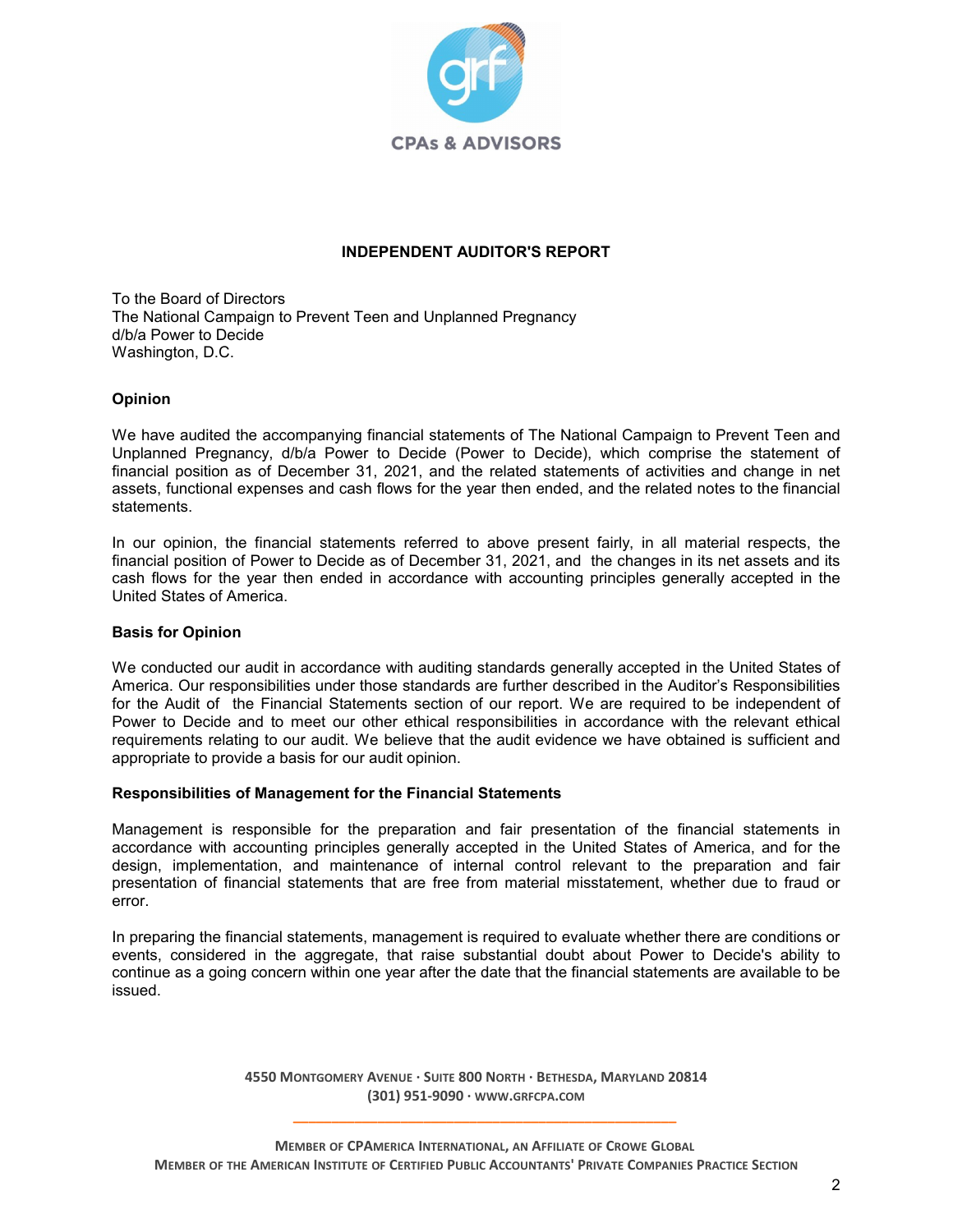# INDEPENDENT AUDITOR'S REPORT

To the Board of Directors
The National Campaign to Prevent Teen and Unplanned Pregnancy
d/b/a Power to Decide
Washington, D.C.

**Opinion**

We have audited the accompanying financial statements of The National Campaign to Prevent Teen and Unplanned Pregnancy, d/b/a Power to Decide (Power to Decide), which comprise the statement of financial position as of December 31, 2021, and the related statements of activities and change in net assets, functional expenses and cash flows for the year then ended, and the related notes to the financial statements.

In our opinion, the financial statements referred to above present fairly, in all material respects, the financial position of Power to Decide as of December 31, 2021, and the changes in its net assets and its cash flows for the year then ended in accordance with accounting principles generally accepted in the United States of America.

**Basis for Opinion**

We conducted our audit in accordance with auditing standards generally accepted in the United States of America. Our responsibilities under those standards are further described in the Auditor's Responsibilities for the Audit of the Financial Statements section of our report. We are required to be independent of Power to Decide and to meet our other ethical responsibilities in accordance with the relevant ethical requirements relating to our audit. We believe that the audit evidence we have obtained is sufficient and appropriate to provide a basis for our audit opinion.

**Responsibilities of Management for the Financial Statements**

Management is responsible for the preparation and fair presentation of the financial statements in accordance with accounting principles generally accepted in the United States of America, and for the design, implementation, and maintenance of internal control relevant to the preparation and fair presentation of financial statements that are free from material misstatement, whether due to fraud or error.

In preparing the financial statements, management is required to evaluate whether there are conditions or events, considered in the aggregate, that raise substantial doubt about Power to Decide's ability to continue as a going concern within one year after the date that the financial statements are available to be issued.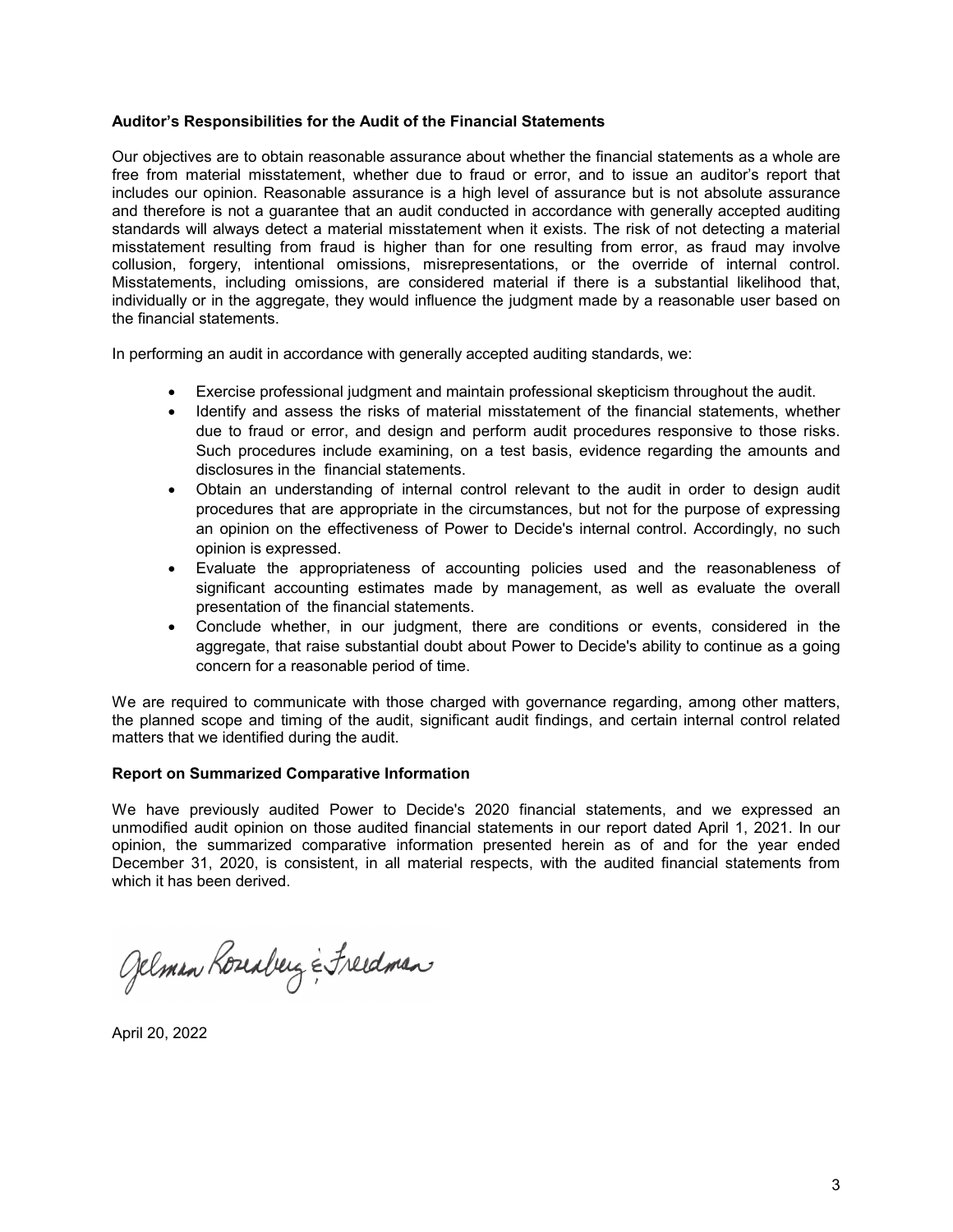**Auditor's Responsibilities for the Audit of the Financial Statements**

Our objectives are to obtain reasonable assurance about whether the financial statements as a whole are free from material misstatement, whether due to fraud or error, and to issue an auditor's report that includes our opinion. Reasonable assurance is a high level of assurance but is not absolute assurance and therefore is not a guarantee that an audit conducted in accordance with generally accepted auditing standards will always detect a material misstatement when it exists. The risk of not detecting a material misstatement resulting from fraud is higher than for one resulting from error, as fraud may involve collusion, forgery, intentional omissions, misrepresentations, or the override of internal control. Misstatements, including omissions, are considered material if there is a substantial likelihood that, individually or in the aggregate, they would influence the judgment made by a reasonable user based on the financial statements.

In performing an audit in accordance with generally accepted auditing standards, we:

- Exercise professional judgment and maintain professional skepticism throughout the audit.
- Identify and assess the risks of material misstatement of the financial statements, whether due to fraud or error, and design and perform audit procedures responsive to those risks. Such procedures include examining, on a test basis, evidence regarding the amounts and disclosures in the financial statements.
- Obtain an understanding of internal control relevant to the audit in order to design audit procedures that are appropriate in the circumstances, but not for the purpose of expressing an opinion on the effectiveness of Power to Decide's internal control. Accordingly, no such opinion is expressed.
- Evaluate the appropriateness of accounting policies used and the reasonableness of significant accounting estimates made by management, as well as evaluate the overall presentation of the financial statements.
- Conclude whether, in our judgment, there are conditions or events, considered in the aggregate, that raise substantial doubt about Power to Decide's ability to continue as a going concern for a reasonable period of time.

We are required to communicate with those charged with governance regarding, among other matters, the planned scope and timing of the audit, significant audit findings, and certain internal control related matters that we identified during the audit.

**Report on Summarized Comparative Information**

We have previously audited Power to Decide's 2020 financial statements, and we expressed an unmodified audit opinion on those audited financial statements in our report dated April 1, 2021. In our opinion, the summarized comparative information presented herein as of and for the year ended December 31, 2020, is consistent, in all material respects, with the audited financial statements from which it has been derived.

Gelman Rosenberg & Freedman

April 20, 2022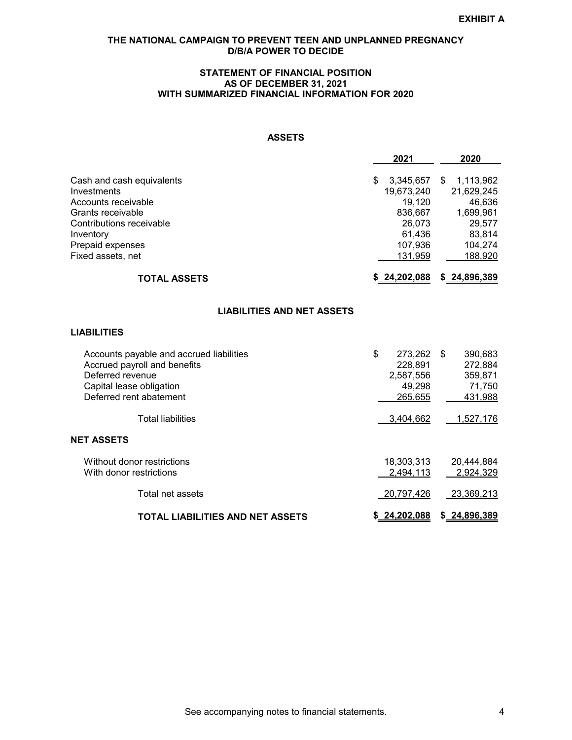**EXHIBIT A**

**THE NATIONAL CAMPAIGN TO PREVENT TEEN AND UNPLANNED PREGNANCY D/B/A POWER TO DECIDE**

**STATEMENT OF FINANCIAL POSITION AS OF DECEMBER 31, 2021 WITH SUMMARIZED FINANCIAL INFORMATION FOR 2020**

**ASSETS**

| | 2021 | 2020 |
|---|---|---|
| Cash and cash equivalents | $ 3,345,657 | $ 1,113,962 |
| Investments | 19,673,240 | 21,629,245 |
| Accounts receivable | 19,120 | 46,636 |
| Grants receivable | 836,667 | 1,699,961 |
| Contributions receivable | 26,073 | 29,577 |
| Inventory | 61,436 | 83,814 |
| Prepaid expenses | 107,936 | 104,274 |
| Fixed assets, net | 131,959 | 188,920 |
| **TOTAL ASSETS** | **$ 24,202,088** | **$ 24,896,389** |

**LIABILITIES AND NET ASSETS**

| | 2021 | 2020 |
|---|---|---|
| **LIABILITIES** | | |
| Accounts payable and accrued liabilities | $ 273,262 | $ 390,683 |
| Accrued payroll and benefits | 228,891 | 272,884 |
| Deferred revenue | 2,587,556 | 359,871 |
| Capital lease obligation | 49,298 | 71,750 |
| Deferred rent abatement | 265,655 | 431,988 |
| Total liabilities | 3,404,662 | 1,527,176 |
| **NET ASSETS** | | |
| Without donor restrictions | 18,303,313 | 20,444,884 |
| With donor restrictions | 2,494,113 | 2,924,329 |
| Total net assets | 20,797,426 | 23,369,213 |
| **TOTAL LIABILITIES AND NET ASSETS** | **$ 24,202,088** | **$ 24,896,389** |

See accompanying notes to financial statements.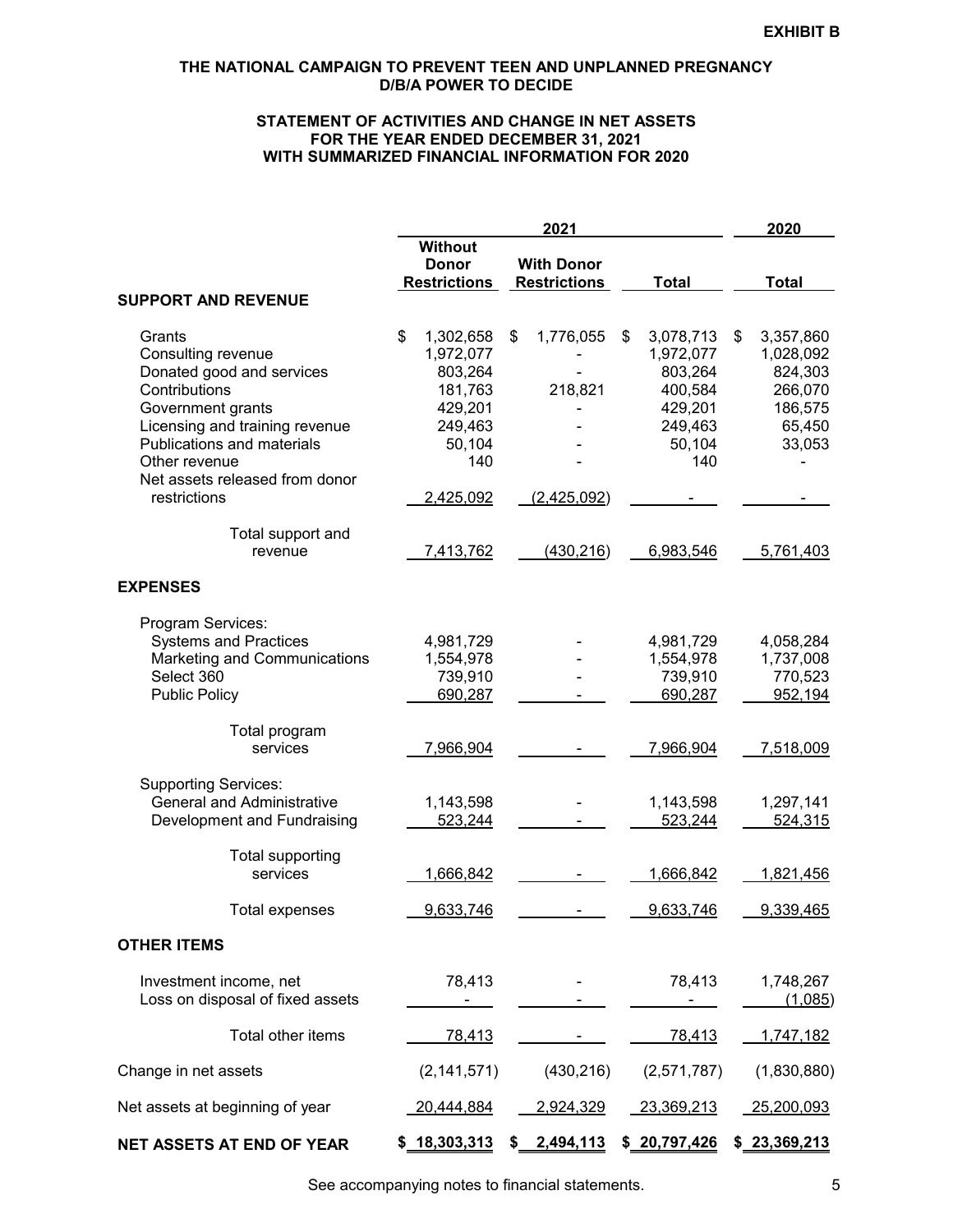**EXHIBIT B**

# THE NATIONAL CAMPAIGN TO PREVENT TEEN AND UNPLANNED PREGNANCY D/B/A POWER TO DECIDE

## STATEMENT OF ACTIVITIES AND CHANGE IN NET ASSETS FOR THE YEAR ENDED DECEMBER 31, 2021 WITH SUMMARIZED FINANCIAL INFORMATION FOR 2020

| | 2021 | | | 2020 |
|---|---|---|---|---|
| | Without Donor Restrictions | With Donor Restrictions | Total | Total |
| **SUPPORT AND REVENUE** | | | | |
| Grants | $ 1,302,658 | $ 1,776,055 | $ 3,078,713 | $ 3,357,860 |
| Consulting revenue | 1,972,077 | - | 1,972,077 | 1,028,092 |
| Donated good and services | 803,264 | - | 803,264 | 824,303 |
| Contributions | 181,763 | 218,821 | 400,584 | 266,070 |
| Government grants | 429,201 | - | 429,201 | 186,575 |
| Licensing and training revenue | 249,463 | - | 249,463 | 65,450 |
| Publications and materials | 50,104 | - | 50,104 | 33,053 |
| Other revenue | 140 | - | 140 | - |
| Net assets released from donor restrictions | 2,425,092 | (2,425,092) | - | - |
| Total support and revenue | 7,413,762 | (430,216) | 6,983,546 | 5,761,403 |
| **EXPENSES** | | | | |
| Program Services: | | | | |
| Systems and Practices | 4,981,729 | - | 4,981,729 | 4,058,284 |
| Marketing and Communications | 1,554,978 | - | 1,554,978 | 1,737,008 |
| Select 360 | 739,910 | - | 739,910 | 770,523 |
| Public Policy | 690,287 | - | 690,287 | 952,194 |
| Total program services | 7,966,904 | - | 7,966,904 | 7,518,009 |
| Supporting Services: | | | | |
| General and Administrative | 1,143,598 | - | 1,143,598 | 1,297,141 |
| Development and Fundraising | 523,244 | - | 523,244 | 524,315 |
| Total supporting services | 1,666,842 | - | 1,666,842 | 1,821,456 |
| Total expenses | 9,633,746 | - | 9,633,746 | 9,339,465 |
| **OTHER ITEMS** | | | | |
| Investment income, net | 78,413 | - | 78,413 | 1,748,267 |
| Loss on disposal of fixed assets | - | - | - | (1,085) |
| Total other items | 78,413 | - | 78,413 | 1,747,182 |
| Change in net assets | (2,141,571) | (430,216) | (2,571,787) | (1,830,880) |
| Net assets at beginning of year | 20,444,884 | 2,924,329 | 23,369,213 | 25,200,093 |
| **NET ASSETS AT END OF YEAR** | $ 18,303,313 | $ 2,494,113 | $ 20,797,426 | $ 23,369,213 |

See accompanying notes to financial statements.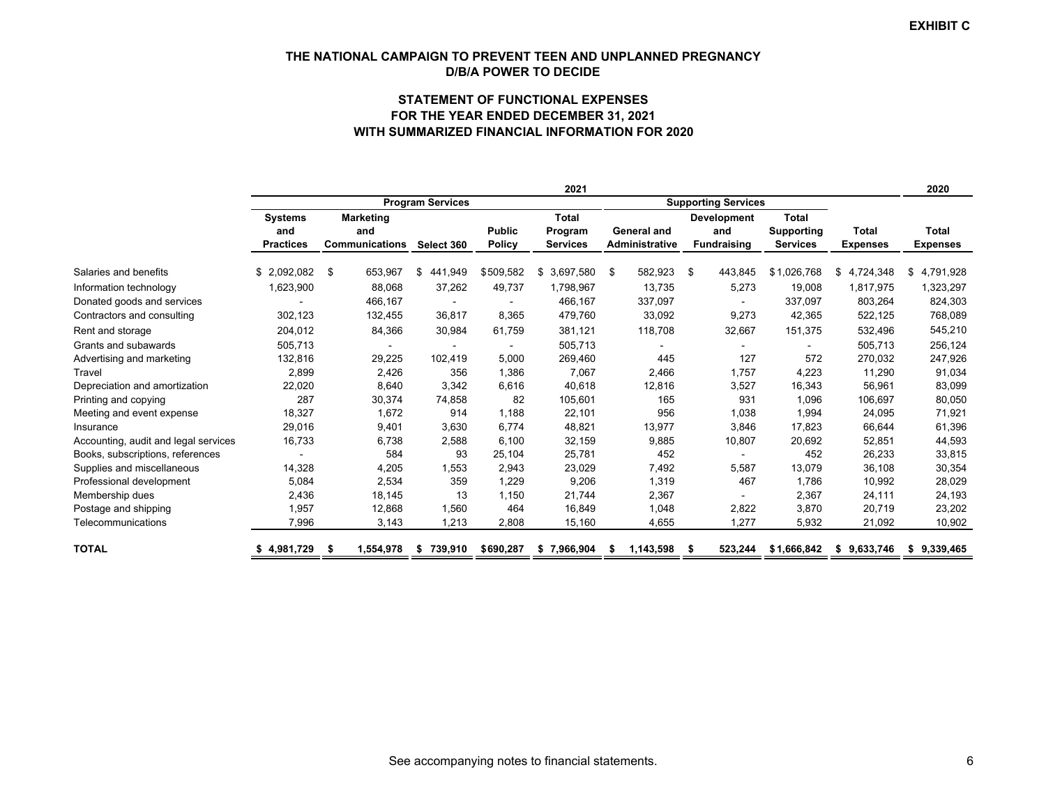EXHIBIT C

## THE NATIONAL CAMPAIGN TO PREVENT TEEN AND UNPLANNED PREGNANCY D/B/A POWER TO DECIDE

### STATEMENT OF FUNCTIONAL EXPENSES FOR THE YEAR ENDED DECEMBER 31, 2021 WITH SUMMARIZED FINANCIAL INFORMATION FOR 2020

| | 2021 | | | | | | | | | 2020 |
|---|---|---|---|---|---|---|---|---|---|---|
| | Program Services | | | | | Supporting Services | | | | |
| | Systems and Practices | Marketing and Communications | Select 360 | Public Policy | Total Program Services | General and Administrative | Development and Fundraising | Total Supporting Services | Total Expenses | Total Expenses |
| Salaries and benefits | $ 2,092,082 | $ 653,967 | $ 441,949 | $509,582 | $ 3,697,580 | $ 582,923 | $ 443,845 | $1,026,768 | $ 4,724,348 | $ 4,791,928 |
| Information technology | 1,623,900 | 88,068 | 37,262 | 49,737 | 1,798,967 | 13,735 | 5,273 | 19,008 | 1,817,975 | 1,323,297 |
| Donated goods and services | - | 466,167 | - | - | 466,167 | 337,097 | - | 337,097 | 803,264 | 824,303 |
| Contractors and consulting | 302,123 | 132,455 | 36,817 | 8,365 | 479,760 | 33,092 | 9,273 | 42,365 | 522,125 | 768,089 |
| Rent and storage | 204,012 | 84,366 | 30,984 | 61,759 | 381,121 | 118,708 | 32,667 | 151,375 | 532,496 | 545,210 |
| Grants and subawards | 505,713 | - | - | - | 505,713 | - | - | - | 505,713 | 256,124 |
| Advertising and marketing | 132,816 | 29,225 | 102,419 | 5,000 | 269,460 | 445 | 127 | 572 | 270,032 | 247,926 |
| Travel | 2,899 | 2,426 | 356 | 1,386 | 7,067 | 2,466 | 1,757 | 4,223 | 11,290 | 91,034 |
| Depreciation and amortization | 22,020 | 8,640 | 3,342 | 6,616 | 40,618 | 12,816 | 3,527 | 16,343 | 56,961 | 83,099 |
| Printing and copying | 287 | 30,374 | 74,858 | 82 | 105,601 | 165 | 931 | 1,096 | 106,697 | 80,050 |
| Meeting and event expense | 18,327 | 1,672 | 914 | 1,188 | 22,101 | 956 | 1,038 | 1,994 | 24,095 | 71,921 |
| Insurance | 29,016 | 9,401 | 3,630 | 6,774 | 48,821 | 13,977 | 3,846 | 17,823 | 66,644 | 61,396 |
| Accounting, audit and legal services | 16,733 | 6,738 | 2,588 | 6,100 | 32,159 | 9,885 | 10,807 | 20,692 | 52,851 | 44,593 |
| Books, subscriptions, references | - | 584 | 93 | 25,104 | 25,781 | 452 | - | 452 | 26,233 | 33,815 |
| Supplies and miscellaneous | 14,328 | 4,205 | 1,553 | 2,943 | 23,029 | 7,492 | 5,587 | 13,079 | 36,108 | 30,354 |
| Professional development | 5,084 | 2,534 | 359 | 1,229 | 9,206 | 1,319 | 467 | 1,786 | 10,992 | 28,029 |
| Membership dues | 2,436 | 18,145 | 13 | 1,150 | 21,744 | 2,367 | - | 2,367 | 24,111 | 24,193 |
| Postage and shipping | 1,957 | 12,868 | 1,560 | 464 | 16,849 | 1,048 | 2,822 | 3,870 | 20,719 | 23,202 |
| Telecommunications | 7,996 | 3,143 | 1,213 | 2,808 | 15,160 | 4,655 | 1,277 | 5,932 | 21,092 | 10,902 |
| **TOTAL** | **$ 4,981,729** | **$ 1,554,978** | **$ 739,910** | **$690,287** | **$ 7,966,904** | **$ 1,143,598** | **$ 523,244** | **$1,666,842** | **$ 9,633,746** | **$ 9,339,465** |

See accompanying notes to financial statements.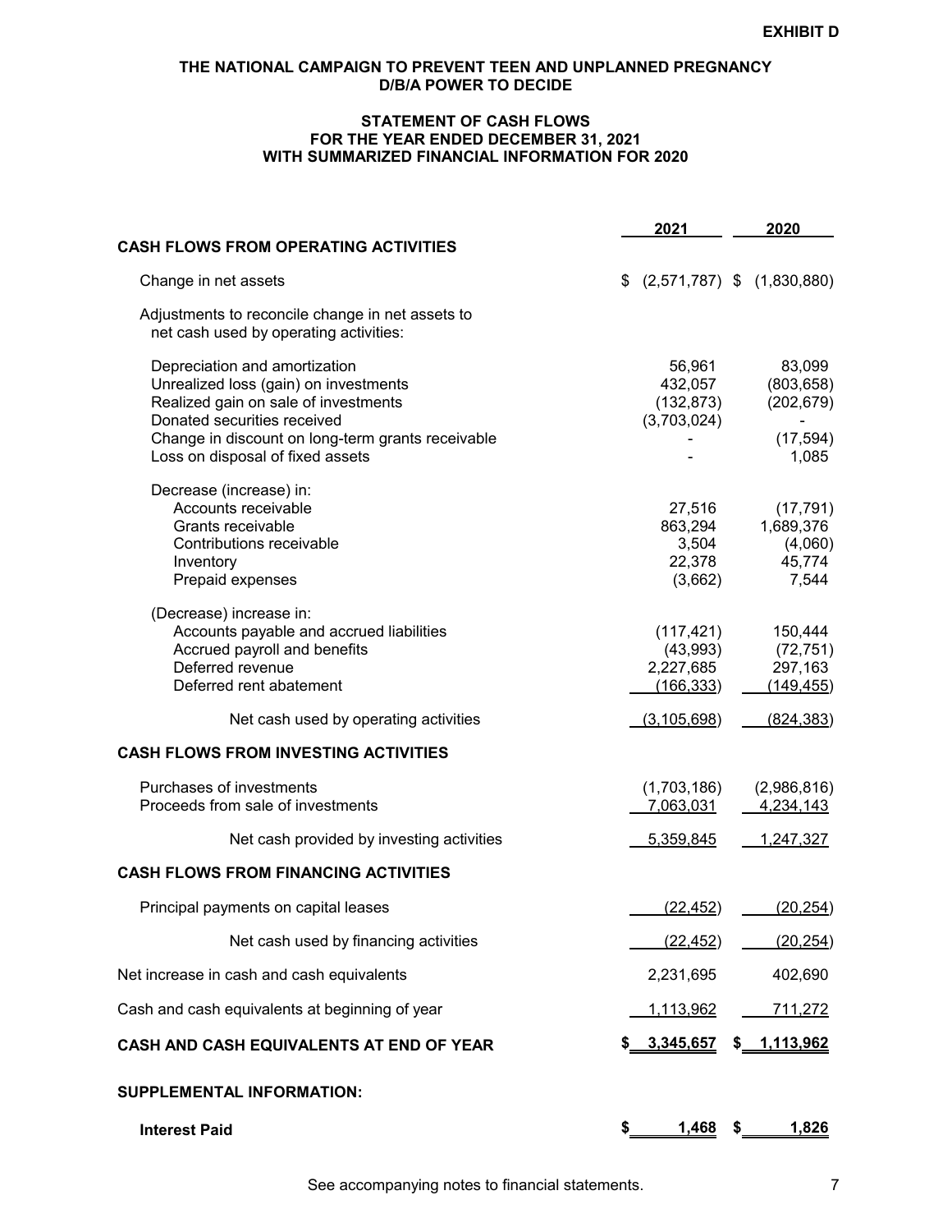EXHIBIT D

**THE NATIONAL CAMPAIGN TO PREVENT TEEN AND UNPLANNED PREGNANCY**
**D/B/A POWER TO DECIDE**

**STATEMENT OF CASH FLOWS**
**FOR THE YEAR ENDED DECEMBER 31, 2021**
**WITH SUMMARIZED FINANCIAL INFORMATION FOR 2020**

| | 2021 | 2020 |
|---|---|---|
| **CASH FLOWS FROM OPERATING ACTIVITIES** | | |
| Change in net assets | $ (2,571,787) | $ (1,830,880) |
| Adjustments to reconcile change in net assets to net cash used by operating activities: | | |
| Depreciation and amortization | 56,961 | 83,099 |
| Unrealized loss (gain) on investments | 432,057 | (803,658) |
| Realized gain on sale of investments | (132,873) | (202,679) |
| Donated securities received | (3,703,024) | - |
| Change in discount on long-term grants receivable | - | (17,594) |
| Loss on disposal of fixed assets | - | 1,085 |
| Decrease (increase) in: | | |
| Accounts receivable | 27,516 | (17,791) |
| Grants receivable | 863,294 | 1,689,376 |
| Contributions receivable | 3,504 | (4,060) |
| Inventory | 22,378 | 45,774 |
| Prepaid expenses | (3,662) | 7,544 |
| (Decrease) increase in: | | |
| Accounts payable and accrued liabilities | (117,421) | 150,444 |
| Accrued payroll and benefits | (43,993) | (72,751) |
| Deferred revenue | 2,227,685 | 297,163 |
| Deferred rent abatement | (166,333) | (149,455) |
| Net cash used by operating activities | (3,105,698) | (824,383) |
| **CASH FLOWS FROM INVESTING ACTIVITIES** | | |
| Purchases of investments | (1,703,186) | (2,986,816) |
| Proceeds from sale of investments | 7,063,031 | 4,234,143 |
| Net cash provided by investing activities | 5,359,845 | 1,247,327 |
| **CASH FLOWS FROM FINANCING ACTIVITIES** | | |
| Principal payments on capital leases | (22,452) | (20,254) |
| Net cash used by financing activities | (22,452) | (20,254) |
| Net increase in cash and cash equivalents | 2,231,695 | 402,690 |
| Cash and cash equivalents at beginning of year | 1,113,962 | 711,272 |
| **CASH AND CASH EQUIVALENTS AT END OF YEAR** | **$ 3,345,657** | **$ 1,113,962** |
| **SUPPLEMENTAL INFORMATION:** | | |
| **Interest Paid** | **$ 1,468** | **$ 1,826** |

See accompanying notes to financial statements.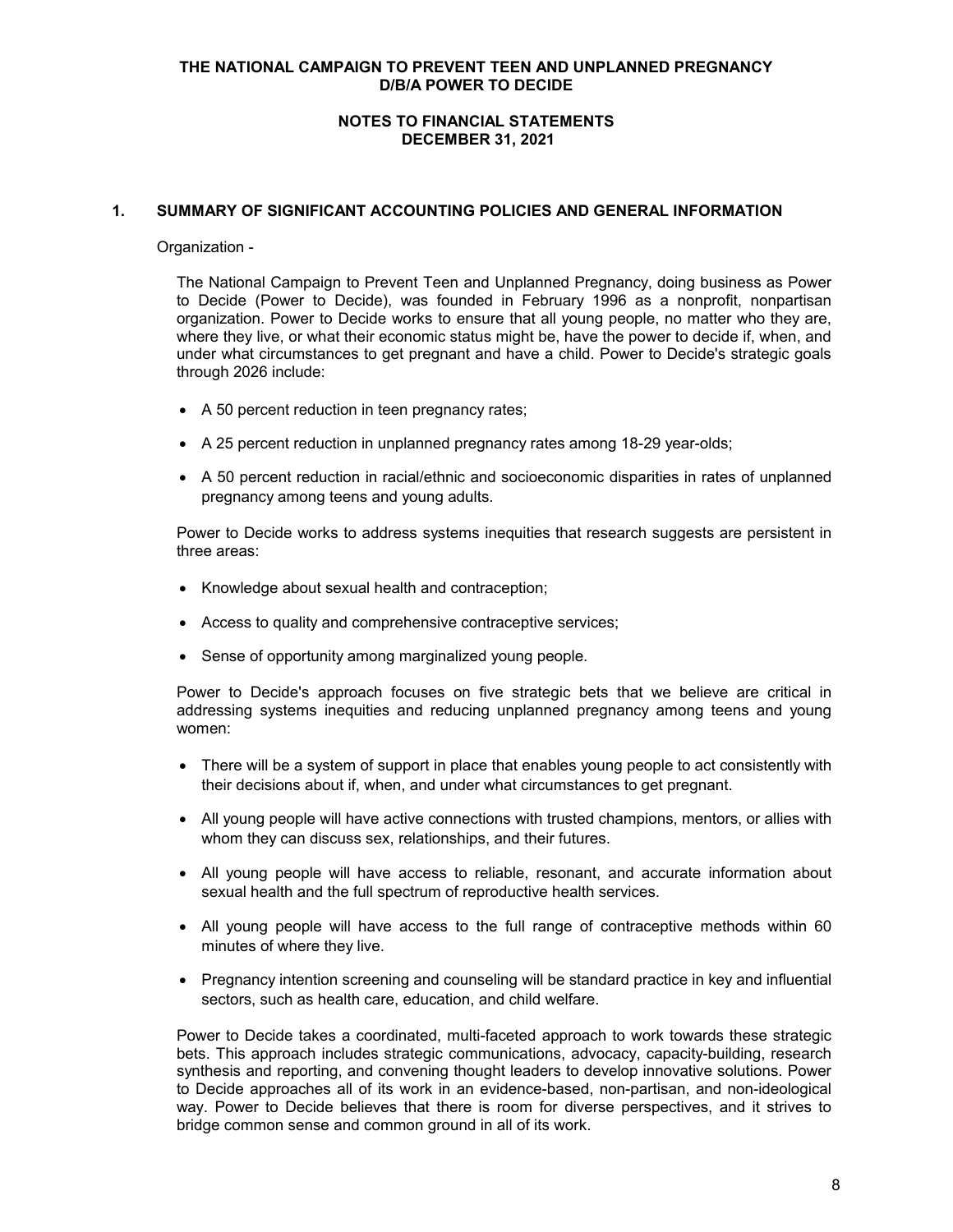# THE NATIONAL CAMPAIGN TO PREVENT TEEN AND UNPLANNED PREGNANCY D/B/A POWER TO DECIDE

## NOTES TO FINANCIAL STATEMENTS DECEMBER 31, 2021

### 1. SUMMARY OF SIGNIFICANT ACCOUNTING POLICIES AND GENERAL INFORMATION

Organization -

The National Campaign to Prevent Teen and Unplanned Pregnancy, doing business as Power to Decide (Power to Decide), was founded in February 1996 as a nonprofit, nonpartisan organization. Power to Decide works to ensure that all young people, no matter who they are, where they live, or what their economic status might be, have the power to decide if, when, and under what circumstances to get pregnant and have a child. Power to Decide's strategic goals through 2026 include:

- A 50 percent reduction in teen pregnancy rates;
- A 25 percent reduction in unplanned pregnancy rates among 18-29 year-olds;
- A 50 percent reduction in racial/ethnic and socioeconomic disparities in rates of unplanned pregnancy among teens and young adults.

Power to Decide works to address systems inequities that research suggests are persistent in three areas:

- Knowledge about sexual health and contraception;
- Access to quality and comprehensive contraceptive services;
- Sense of opportunity among marginalized young people.

Power to Decide's approach focuses on five strategic bets that we believe are critical in addressing systems inequities and reducing unplanned pregnancy among teens and young women:

- There will be a system of support in place that enables young people to act consistently with their decisions about if, when, and under what circumstances to get pregnant.
- All young people will have active connections with trusted champions, mentors, or allies with whom they can discuss sex, relationships, and their futures.
- All young people will have access to reliable, resonant, and accurate information about sexual health and the full spectrum of reproductive health services.
- All young people will have access to the full range of contraceptive methods within 60 minutes of where they live.
- Pregnancy intention screening and counseling will be standard practice in key and influential sectors, such as health care, education, and child welfare.

Power to Decide takes a coordinated, multi-faceted approach to work towards these strategic bets. This approach includes strategic communications, advocacy, capacity-building, research synthesis and reporting, and convening thought leaders to develop innovative solutions. Power to Decide approaches all of its work in an evidence-based, non-partisan, and non-ideological way. Power to Decide believes that there is room for diverse perspectives, and it strives to bridge common sense and common ground in all of its work.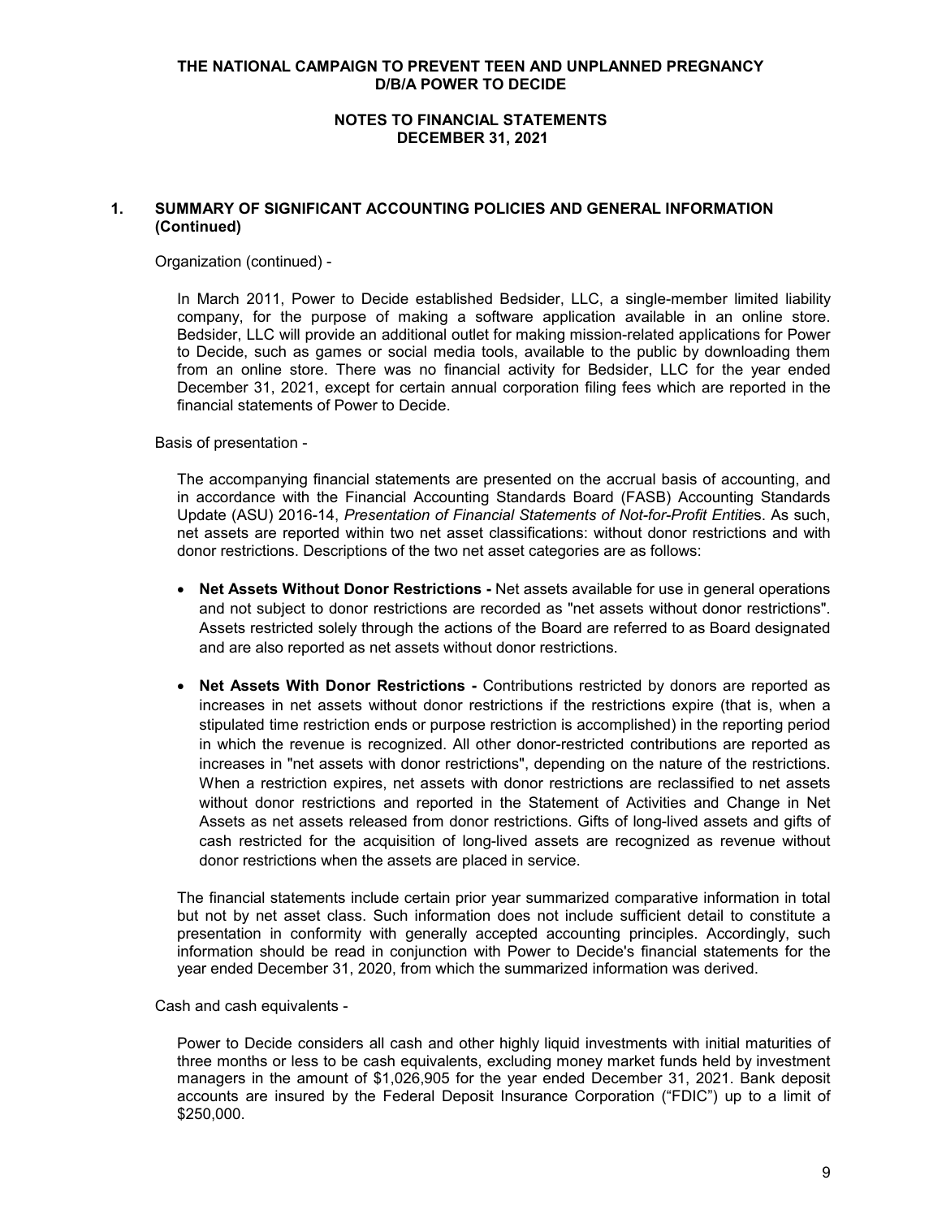## 1. SUMMARY OF SIGNIFICANT ACCOUNTING POLICIES AND GENERAL INFORMATION (Continued)

Organization (continued) -

In March 2011, Power to Decide established Bedsider, LLC, a single-member limited liability company, for the purpose of making a software application available in an online store. Bedsider, LLC will provide an additional outlet for making mission-related applications for Power to Decide, such as games or social media tools, available to the public by downloading them from an online store. There was no financial activity for Bedsider, LLC for the year ended December 31, 2021, except for certain annual corporation filing fees which are reported in the financial statements of Power to Decide.

Basis of presentation -

The accompanying financial statements are presented on the accrual basis of accounting, and in accordance with the Financial Accounting Standards Board (FASB) Accounting Standards Update (ASU) 2016-14, *Presentation of Financial Statements of Not-for-Profit Entitie*s. As such, net assets are reported within two net asset classifications: without donor restrictions and with donor restrictions. Descriptions of the two net asset categories are as follows:

- **Net Assets Without Donor Restrictions -** Net assets available for use in general operations and not subject to donor restrictions are recorded as "net assets without donor restrictions". Assets restricted solely through the actions of the Board are referred to as Board designated and are also reported as net assets without donor restrictions.

- **Net Assets With Donor Restrictions -** Contributions restricted by donors are reported as increases in net assets without donor restrictions if the restrictions expire (that is, when a stipulated time restriction ends or purpose restriction is accomplished) in the reporting period in which the revenue is recognized. All other donor-restricted contributions are reported as increases in "net assets with donor restrictions", depending on the nature of the restrictions. When a restriction expires, net assets with donor restrictions are reclassified to net assets without donor restrictions and reported in the Statement of Activities and Change in Net Assets as net assets released from donor restrictions. Gifts of long-lived assets and gifts of cash restricted for the acquisition of long-lived assets are recognized as revenue without donor restrictions when the assets are placed in service.

The financial statements include certain prior year summarized comparative information in total but not by net asset class. Such information does not include sufficient detail to constitute a presentation in conformity with generally accepted accounting principles. Accordingly, such information should be read in conjunction with Power to Decide's financial statements for the year ended December 31, 2020, from which the summarized information was derived.

Cash and cash equivalents -

Power to Decide considers all cash and other highly liquid investments with initial maturities of three months or less to be cash equivalents, excluding money market funds held by investment managers in the amount of $1,026,905 for the year ended December 31, 2021. Bank deposit accounts are insured by the Federal Deposit Insurance Corporation ("FDIC") up to a limit of $250,000.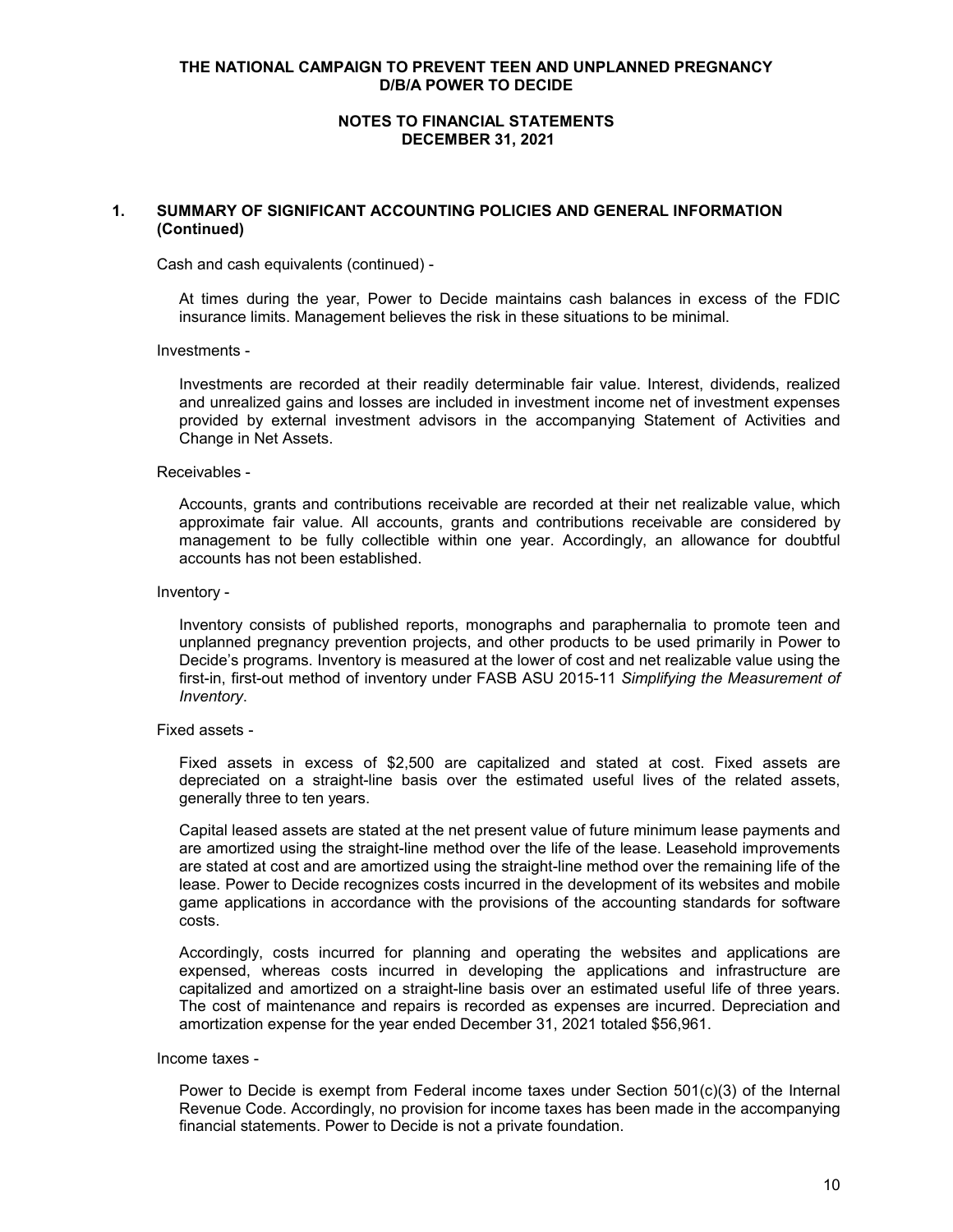# THE NATIONAL CAMPAIGN TO PREVENT TEEN AND UNPLANNED PREGNANCY D/B/A POWER TO DECIDE

## NOTES TO FINANCIAL STATEMENTS DECEMBER 31, 2021

### 1. SUMMARY OF SIGNIFICANT ACCOUNTING POLICIES AND GENERAL INFORMATION (Continued)

Cash and cash equivalents (continued) -

At times during the year, Power to Decide maintains cash balances in excess of the FDIC insurance limits. Management believes the risk in these situations to be minimal.

Investments -

Investments are recorded at their readily determinable fair value. Interest, dividends, realized and unrealized gains and losses are included in investment income net of investment expenses provided by external investment advisors in the accompanying Statement of Activities and Change in Net Assets.

Receivables -

Accounts, grants and contributions receivable are recorded at their net realizable value, which approximate fair value. All accounts, grants and contributions receivable are considered by management to be fully collectible within one year. Accordingly, an allowance for doubtful accounts has not been established.

Inventory -

Inventory consists of published reports, monographs and paraphernalia to promote teen and unplanned pregnancy prevention projects, and other products to be used primarily in Power to Decide's programs. Inventory is measured at the lower of cost and net realizable value using the first-in, first-out method of inventory under FASB ASU 2015-11 *Simplifying the Measurement of Inventory*.

Fixed assets -

Fixed assets in excess of $2,500 are capitalized and stated at cost. Fixed assets are depreciated on a straight-line basis over the estimated useful lives of the related assets, generally three to ten years.

Capital leased assets are stated at the net present value of future minimum lease payments and are amortized using the straight-line method over the life of the lease. Leasehold improvements are stated at cost and are amortized using the straight-line method over the remaining life of the lease. Power to Decide recognizes costs incurred in the development of its websites and mobile game applications in accordance with the provisions of the accounting standards for software costs.

Accordingly, costs incurred for planning and operating the websites and applications are expensed, whereas costs incurred in developing the applications and infrastructure are capitalized and amortized on a straight-line basis over an estimated useful life of three years. The cost of maintenance and repairs is recorded as expenses are incurred. Depreciation and amortization expense for the year ended December 31, 2021 totaled $56,961.

Income taxes -

Power to Decide is exempt from Federal income taxes under Section 501(c)(3) of the Internal Revenue Code. Accordingly, no provision for income taxes has been made in the accompanying financial statements. Power to Decide is not a private foundation.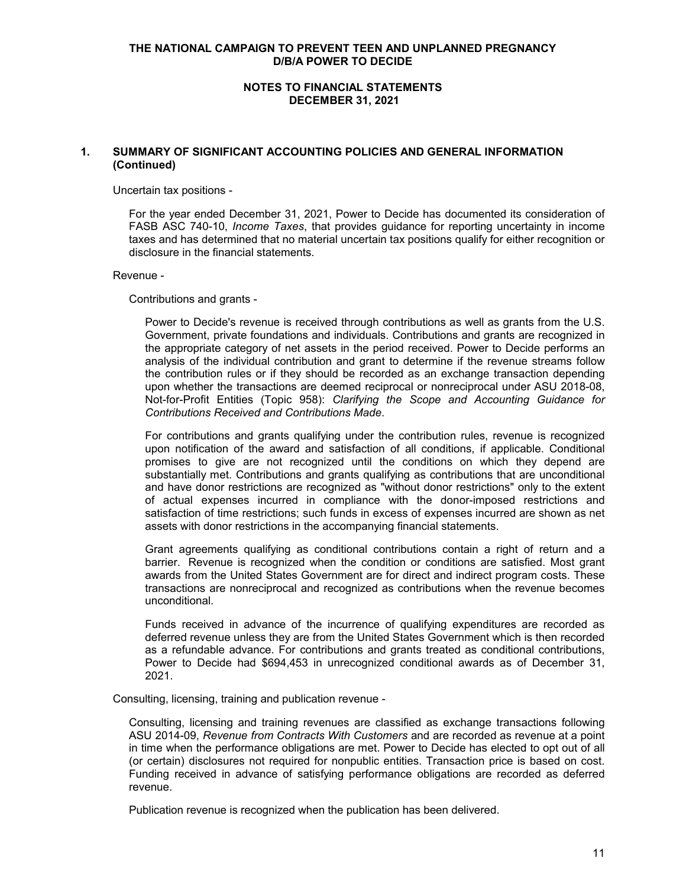## 1. SUMMARY OF SIGNIFICANT ACCOUNTING POLICIES AND GENERAL INFORMATION (Continued)

Uncertain tax positions -

For the year ended December 31, 2021, Power to Decide has documented its consideration of FASB ASC 740-10, *Income Taxes*, that provides guidance for reporting uncertainty in income taxes and has determined that no material uncertain tax positions qualify for either recognition or disclosure in the financial statements.

Revenue -

Contributions and grants -

Power to Decide's revenue is received through contributions as well as grants from the U.S. Government, private foundations and individuals. Contributions and grants are recognized in the appropriate category of net assets in the period received. Power to Decide performs an analysis of the individual contribution and grant to determine if the revenue streams follow the contribution rules or if they should be recorded as an exchange transaction depending upon whether the transactions are deemed reciprocal or nonreciprocal under ASU 2018-08, Not-for-Profit Entities (Topic 958): *Clarifying the Scope and Accounting Guidance for Contributions Received and Contributions Made*.

For contributions and grants qualifying under the contribution rules, revenue is recognized upon notification of the award and satisfaction of all conditions, if applicable. Conditional promises to give are not recognized until the conditions on which they depend are substantially met. Contributions and grants qualifying as contributions that are unconditional and have donor restrictions are recognized as "without donor restrictions" only to the extent of actual expenses incurred in compliance with the donor-imposed restrictions and satisfaction of time restrictions; such funds in excess of expenses incurred are shown as net assets with donor restrictions in the accompanying financial statements.

Grant agreements qualifying as conditional contributions contain a right of return and a barrier. Revenue is recognized when the condition or conditions are satisfied. Most grant awards from the United States Government are for direct and indirect program costs. These transactions are nonreciprocal and recognized as contributions when the revenue becomes unconditional.

Funds received in advance of the incurrence of qualifying expenditures are recorded as deferred revenue unless they are from the United States Government which is then recorded as a refundable advance. For contributions and grants treated as conditional contributions, Power to Decide had $694,453 in unrecognized conditional awards as of December 31, 2021.

Consulting, licensing, training and publication revenue -

Consulting, licensing and training revenues are classified as exchange transactions following ASU 2014-09, *Revenue from Contracts With Customers* and are recorded as revenue at a point in time when the performance obligations are met. Power to Decide has elected to opt out of all (or certain) disclosures not required for nonpublic entities. Transaction price is based on cost. Funding received in advance of satisfying performance obligations are recorded as deferred revenue.

Publication revenue is recognized when the publication has been delivered.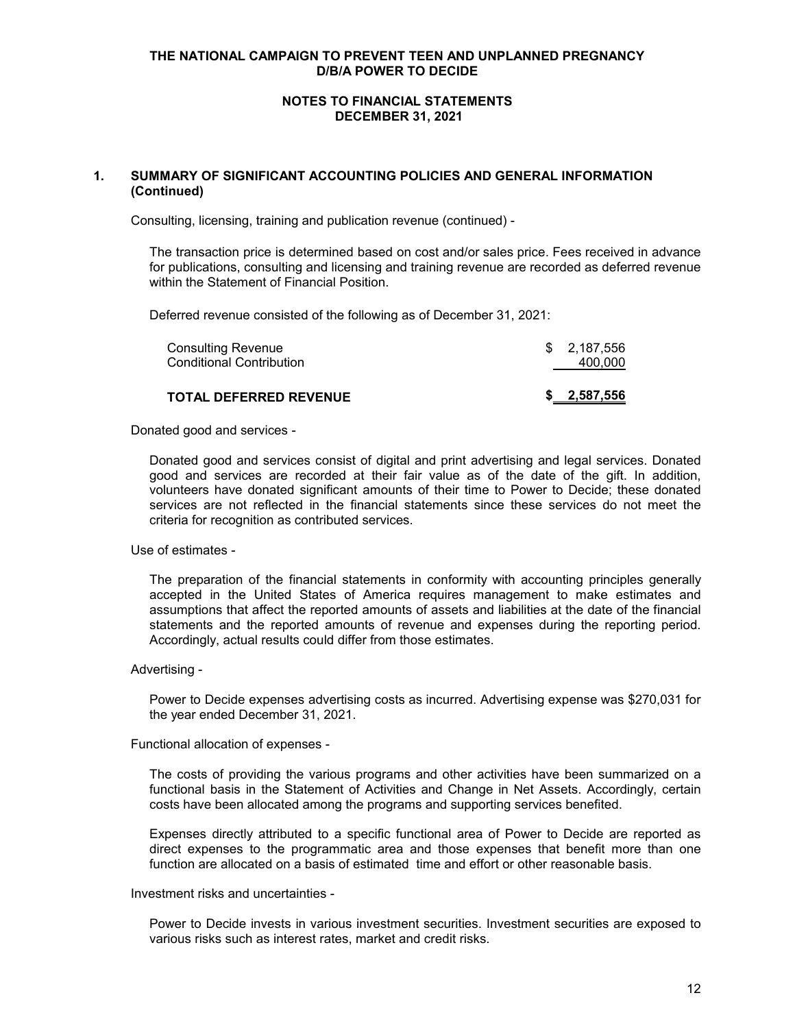## 1. SUMMARY OF SIGNIFICANT ACCOUNTING POLICIES AND GENERAL INFORMATION (Continued)

Consulting, licensing, training and publication revenue (continued) -

The transaction price is determined based on cost and/or sales price. Fees received in advance for publications, consulting and licensing and training revenue are recorded as deferred revenue within the Statement of Financial Position.

Deferred revenue consisted of the following as of December 31, 2021:

| | |
|---|---|
| Consulting Revenue | $ 2,187,556 |
| Conditional Contribution | 400,000 |
| **TOTAL DEFERRED REVENUE** | **$ 2,587,556** |

Donated good and services -

Donated good and services consist of digital and print advertising and legal services. Donated good and services are recorded at their fair value as of the date of the gift. In addition, volunteers have donated significant amounts of their time to Power to Decide; these donated services are not reflected in the financial statements since these services do not meet the criteria for recognition as contributed services.

Use of estimates -

The preparation of the financial statements in conformity with accounting principles generally accepted in the United States of America requires management to make estimates and assumptions that affect the reported amounts of assets and liabilities at the date of the financial statements and the reported amounts of revenue and expenses during the reporting period. Accordingly, actual results could differ from those estimates.

Advertising -

Power to Decide expenses advertising costs as incurred. Advertising expense was $270,031 for the year ended December 31, 2021.

Functional allocation of expenses -

The costs of providing the various programs and other activities have been summarized on a functional basis in the Statement of Activities and Change in Net Assets. Accordingly, certain costs have been allocated among the programs and supporting services benefited.

Expenses directly attributed to a specific functional area of Power to Decide are reported as direct expenses to the programmatic area and those expenses that benefit more than one function are allocated on a basis of estimated time and effort or other reasonable basis.

Investment risks and uncertainties -

Power to Decide invests in various investment securities. Investment securities are exposed to various risks such as interest rates, market and credit risks.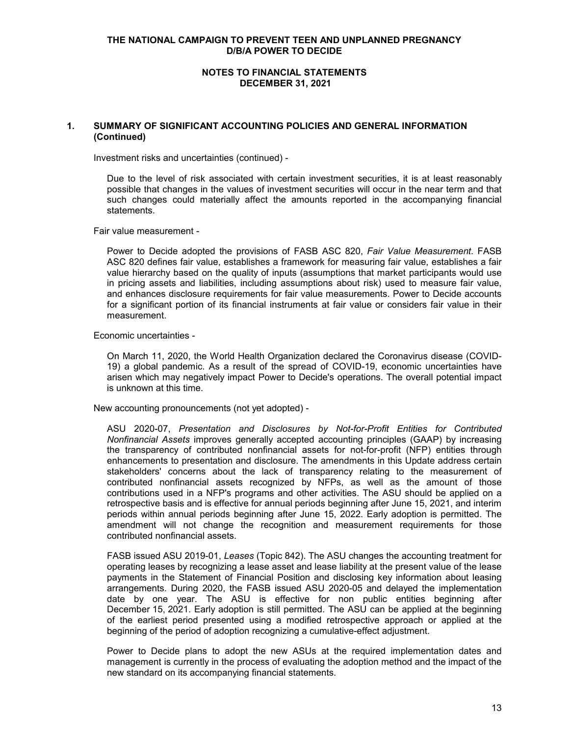THE NATIONAL CAMPAIGN TO PREVENT TEEN AND UNPLANNED PREGNANCY
D/B/A POWER TO DECIDE

NOTES TO FINANCIAL STATEMENTS
DECEMBER 31, 2021

## 1. SUMMARY OF SIGNIFICANT ACCOUNTING POLICIES AND GENERAL INFORMATION (Continued)

Investment risks and uncertainties (continued) -

Due to the level of risk associated with certain investment securities, it is at least reasonably possible that changes in the values of investment securities will occur in the near term and that such changes could materially affect the amounts reported in the accompanying financial statements.

Fair value measurement -

Power to Decide adopted the provisions of FASB ASC 820, *Fair Value Measurement*. FASB ASC 820 defines fair value, establishes a framework for measuring fair value, establishes a fair value hierarchy based on the quality of inputs (assumptions that market participants would use in pricing assets and liabilities, including assumptions about risk) used to measure fair value, and enhances disclosure requirements for fair value measurements. Power to Decide accounts for a significant portion of its financial instruments at fair value or considers fair value in their measurement.

Economic uncertainties -

On March 11, 2020, the World Health Organization declared the Coronavirus disease (COVID-19) a global pandemic. As a result of the spread of COVID-19, economic uncertainties have arisen which may negatively impact Power to Decide's operations. The overall potential impact is unknown at this time.

New accounting pronouncements (not yet adopted) -

ASU 2020-07, *Presentation and Disclosures by Not-for-Profit Entities for Contributed Nonfinancial Assets* improves generally accepted accounting principles (GAAP) by increasing the transparency of contributed nonfinancial assets for not-for-profit (NFP) entities through enhancements to presentation and disclosure. The amendments in this Update address certain stakeholders' concerns about the lack of transparency relating to the measurement of contributed nonfinancial assets recognized by NFPs, as well as the amount of those contributions used in a NFP's programs and other activities. The ASU should be applied on a retrospective basis and is effective for annual periods beginning after June 15, 2021, and interim periods within annual periods beginning after June 15, 2022. Early adoption is permitted. The amendment will not change the recognition and measurement requirements for those contributed nonfinancial assets.

FASB issued ASU 2019-01, *Leases* (Topic 842). The ASU changes the accounting treatment for operating leases by recognizing a lease asset and lease liability at the present value of the lease payments in the Statement of Financial Position and disclosing key information about leasing arrangements. During 2020, the FASB issued ASU 2020-05 and delayed the implementation date by one year. The ASU is effective for non public entities beginning after December 15, 2021. Early adoption is still permitted. The ASU can be applied at the beginning of the earliest period presented using a modified retrospective approach or applied at the beginning of the period of adoption recognizing a cumulative-effect adjustment.

Power to Decide plans to adopt the new ASUs at the required implementation dates and management is currently in the process of evaluating the adoption method and the impact of the new standard on its accompanying financial statements.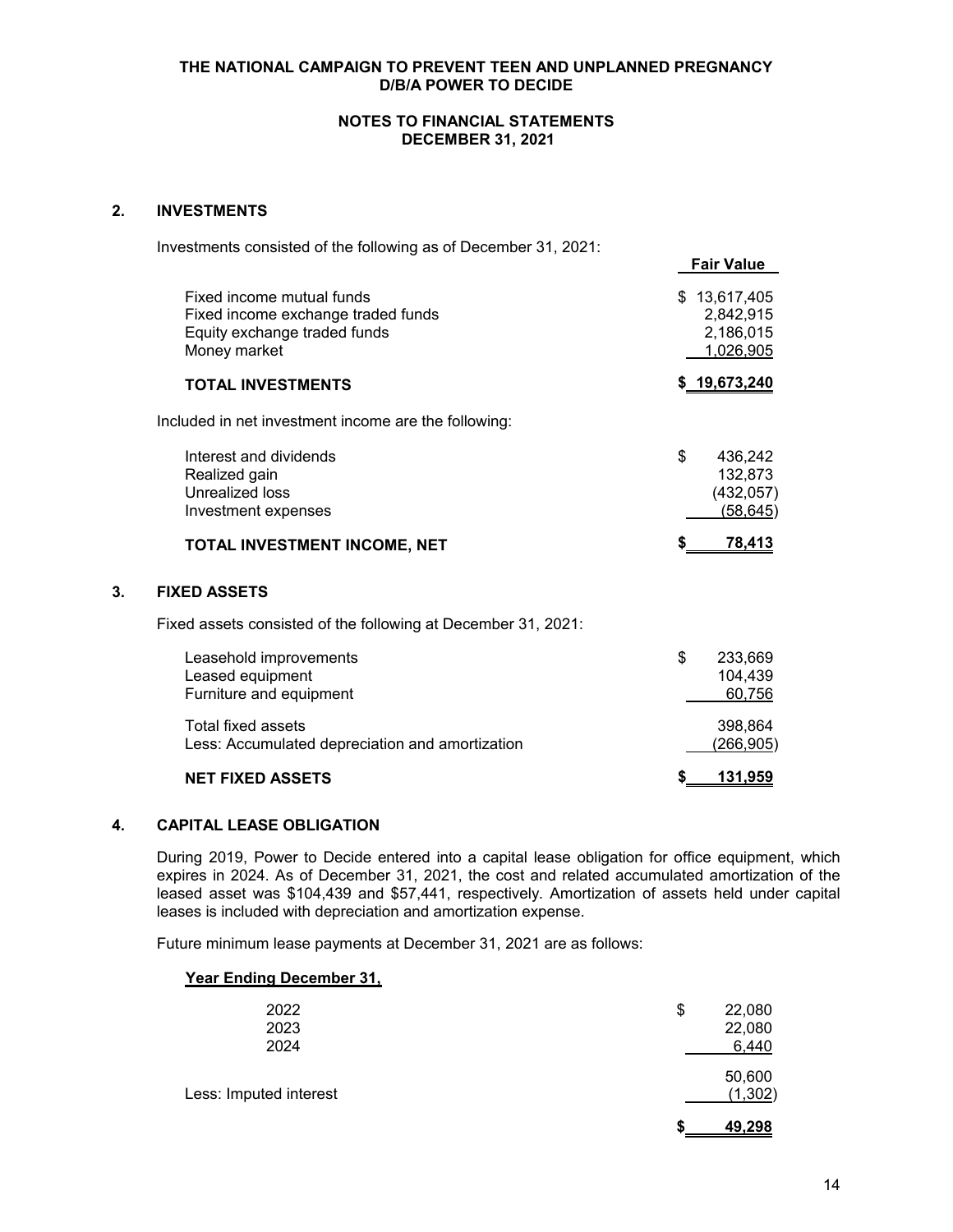**THE NATIONAL CAMPAIGN TO PREVENT TEEN AND UNPLANNED PREGNANCY**
**D/B/A POWER TO DECIDE**

**NOTES TO FINANCIAL STATEMENTS**
**DECEMBER 31, 2021**

## 2. INVESTMENTS

Investments consisted of the following as of December 31, 2021:

| | Fair Value |
|---|---|
| Fixed income mutual funds | $ 13,617,405 |
| Fixed income exchange traded funds | 2,842,915 |
| Equity exchange traded funds | 2,186,015 |
| Money market | 1,026,905 |
| **TOTAL INVESTMENTS** | **$ 19,673,240** |

Included in net investment income are the following:

| | |
|---|---|
| Interest and dividends | $ 436,242 |
| Realized gain | 132,873 |
| Unrealized loss | (432,057) |
| Investment expenses | (58,645) |
| **TOTAL INVESTMENT INCOME, NET** | **$ 78,413** |

## 3. FIXED ASSETS

Fixed assets consisted of the following at December 31, 2021:

| | |
|---|---|
| Leasehold improvements | $ 233,669 |
| Leased equipment | 104,439 |
| Furniture and equipment | 60,756 |
| Total fixed assets | 398,864 |
| Less: Accumulated depreciation and amortization | (266,905) |
| **NET FIXED ASSETS** | **$ 131,959** |

## 4. CAPITAL LEASE OBLIGATION

During 2019, Power to Decide entered into a capital lease obligation for office equipment, which expires in 2024. As of December 31, 2021, the cost and related accumulated amortization of the leased asset was $104,439 and $57,441, respectively. Amortization of assets held under capital leases is included with depreciation and amortization expense.

Future minimum lease payments at December 31, 2021 are as follows:

| **Year Ending December 31,** | |
|---|---|
| 2022 | $ 22,080 |
| 2023 | 22,080 |
| 2024 | 6,440 |
| | 50,600 |
| Less: Imputed interest | (1,302) |
| | **$ 49,298** |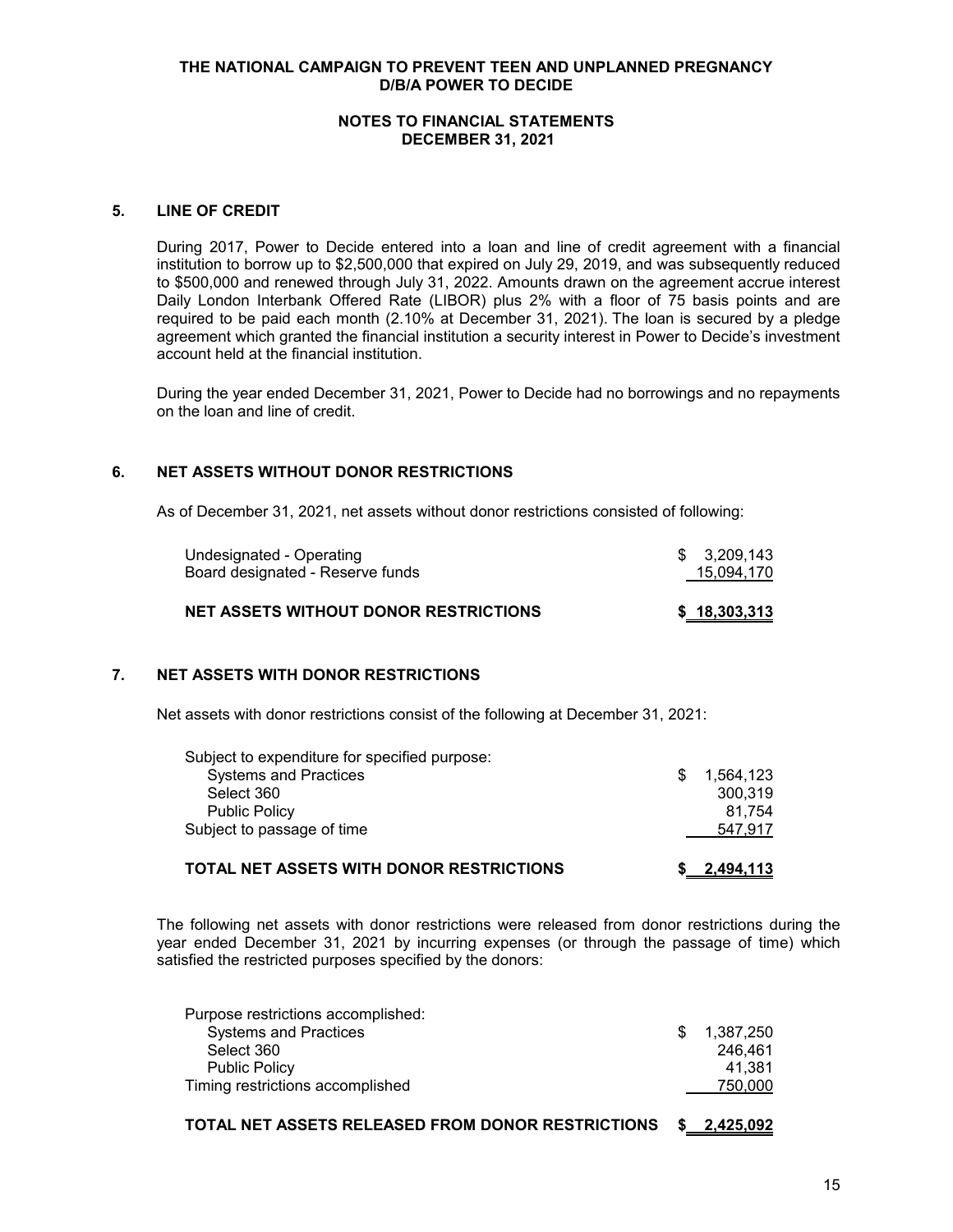**THE NATIONAL CAMPAIGN TO PREVENT TEEN AND UNPLANNED PREGNANCY**
**D/B/A POWER TO DECIDE**

**NOTES TO FINANCIAL STATEMENTS**
**DECEMBER 31, 2021**

## 5. LINE OF CREDIT

During 2017, Power to Decide entered into a loan and line of credit agreement with a financial institution to borrow up to $2,500,000 that expired on July 29, 2019, and was subsequently reduced to $500,000 and renewed through July 31, 2022. Amounts drawn on the agreement accrue interest Daily London Interbank Offered Rate (LIBOR) plus 2% with a floor of 75 basis points and are required to be paid each month (2.10% at December 31, 2021). The loan is secured by a pledge agreement which granted the financial institution a security interest in Power to Decide's investment account held at the financial institution.

During the year ended December 31, 2021, Power to Decide had no borrowings and no repayments on the loan and line of credit.

## 6. NET ASSETS WITHOUT DONOR RESTRICTIONS

As of December 31, 2021, net assets without donor restrictions consisted of following:

| | |
|---|---|
| Undesignated - Operating | $ 3,209,143 |
| Board designated - Reserve funds | 15,094,170 |
| **NET ASSETS WITHOUT DONOR RESTRICTIONS** | **$ 18,303,313** |

## 7. NET ASSETS WITH DONOR RESTRICTIONS

Net assets with donor restrictions consist of the following at December 31, 2021:

| | |
|---|---|
| Subject to expenditure for specified purpose: | |
| Systems and Practices | $ 1,564,123 |
| Select 360 | 300,319 |
| Public Policy | 81,754 |
| Subject to passage of time | 547,917 |
| **TOTAL NET ASSETS WITH DONOR RESTRICTIONS** | **$ 2,494,113** |

The following net assets with donor restrictions were released from donor restrictions during the year ended December 31, 2021 by incurring expenses (or through the passage of time) which satisfied the restricted purposes specified by the donors:

| | |
|---|---|
| Purpose restrictions accomplished: | |
| Systems and Practices | $ 1,387,250 |
| Select 360 | 246,461 |
| Public Policy | 41,381 |
| Timing restrictions accomplished | 750,000 |
| **TOTAL NET ASSETS RELEASED FROM DONOR RESTRICTIONS** | **$ 2,425,092** |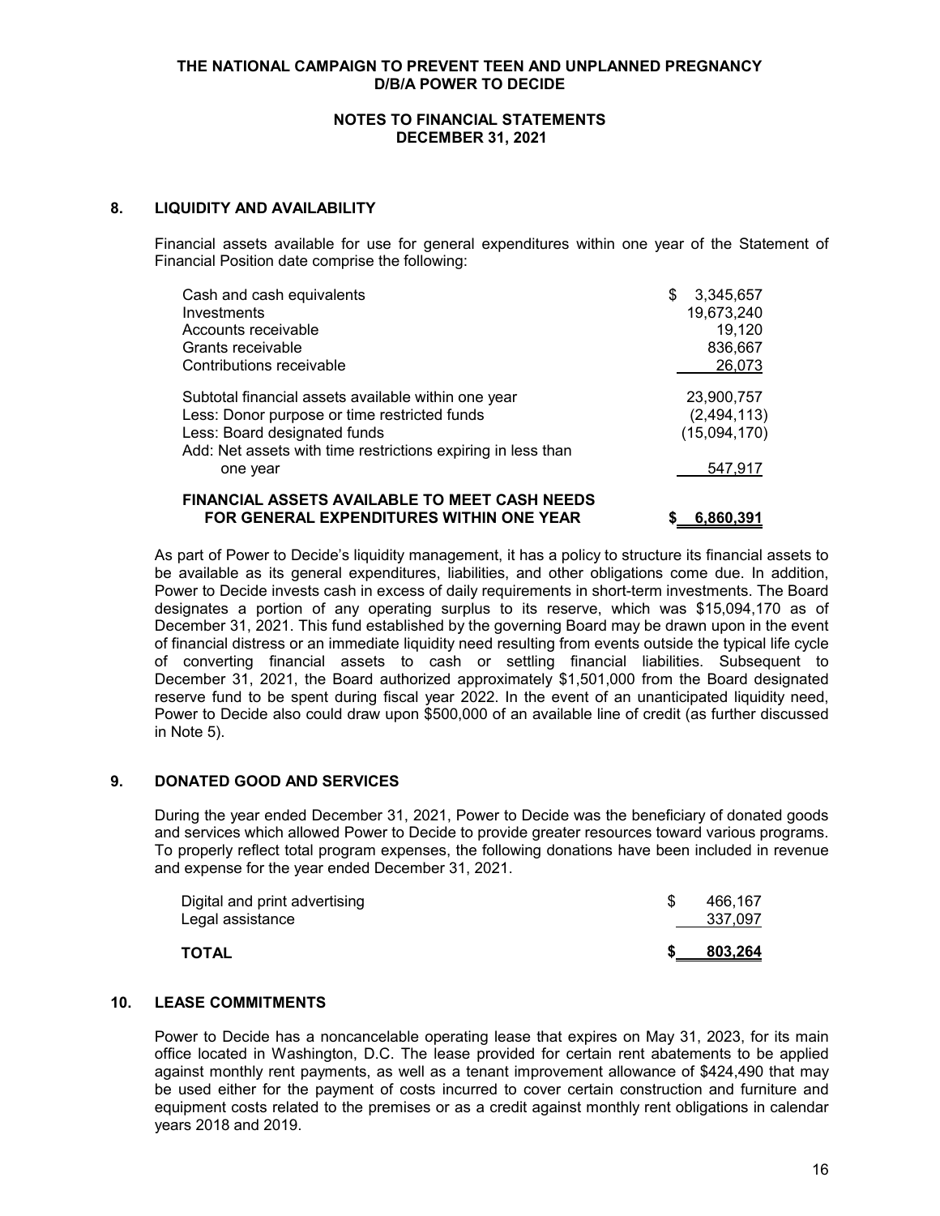## 8. LIQUIDITY AND AVAILABILITY

Financial assets available for use for general expenditures within one year of the Statement of Financial Position date comprise the following:

| | |
|---|---|
| Cash and cash equivalents | $ 3,345,657 |
| Investments | 19,673,240 |
| Accounts receivable | 19,120 |
| Grants receivable | 836,667 |
| Contributions receivable | 26,073 |
| Subtotal financial assets available within one year | 23,900,757 |
| Less: Donor purpose or time restricted funds | (2,494,113) |
| Less: Board designated funds | (15,094,170) |
| Add: Net assets with time restrictions expiring in less than one year | 547,917 |
| **FINANCIAL ASSETS AVAILABLE TO MEET CASH NEEDS FOR GENERAL EXPENDITURES WITHIN ONE YEAR** | **$ 6,860,391** |

As part of Power to Decide's liquidity management, it has a policy to structure its financial assets to be available as its general expenditures, liabilities, and other obligations come due. In addition, Power to Decide invests cash in excess of daily requirements in short-term investments. The Board designates a portion of any operating surplus to its reserve, which was $15,094,170 as of December 31, 2021. This fund established by the governing Board may be drawn upon in the event of financial distress or an immediate liquidity need resulting from events outside the typical life cycle of converting financial assets to cash or settling financial liabilities. Subsequent to December 31, 2021, the Board authorized approximately $1,501,000 from the Board designated reserve fund to be spent during fiscal year 2022. In the event of an unanticipated liquidity need, Power to Decide also could draw upon $500,000 of an available line of credit (as further discussed in Note 5).

## 9. DONATED GOOD AND SERVICES

During the year ended December 31, 2021, Power to Decide was the beneficiary of donated goods and services which allowed Power to Decide to provide greater resources toward various programs. To properly reflect total program expenses, the following donations have been included in revenue and expense for the year ended December 31, 2021.

| | |
|---|---|
| Digital and print advertising | $ 466,167 |
| Legal assistance | 337,097 |
| **TOTAL** | **$ 803,264** |

## 10. LEASE COMMITMENTS

Power to Decide has a noncancelable operating lease that expires on May 31, 2023, for its main office located in Washington, D.C. The lease provided for certain rent abatements to be applied against monthly rent payments, as well as a tenant improvement allowance of $424,490 that may be used either for the payment of costs incurred to cover certain construction and furniture and equipment costs related to the premises or as a credit against monthly rent obligations in calendar years 2018 and 2019.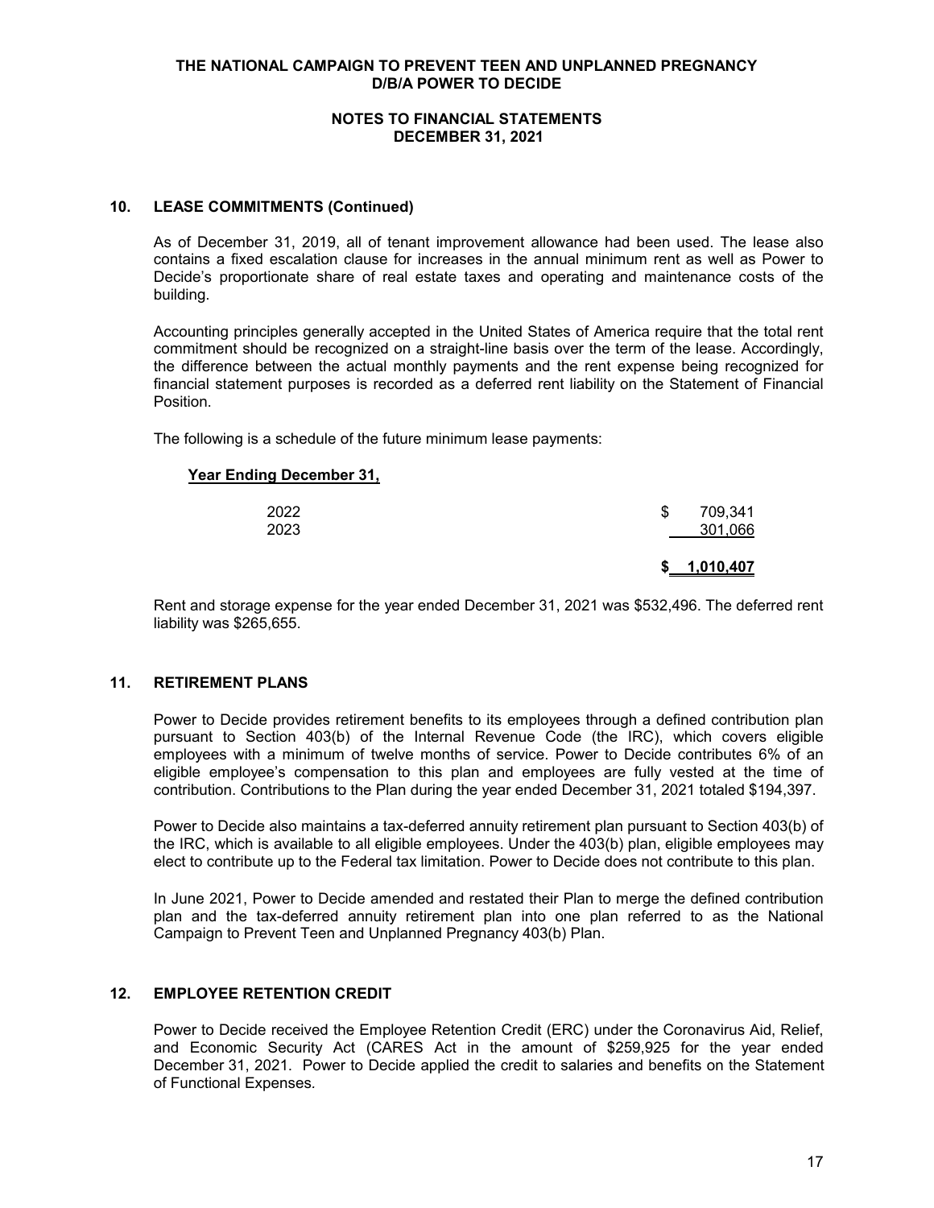## 10. LEASE COMMITMENTS (Continued)

As of December 31, 2019, all of tenant improvement allowance had been used. The lease also contains a fixed escalation clause for increases in the annual minimum rent as well as Power to Decide's proportionate share of real estate taxes and operating and maintenance costs of the building.

Accounting principles generally accepted in the United States of America require that the total rent commitment should be recognized on a straight-line basis over the term of the lease. Accordingly, the difference between the actual monthly payments and the rent expense being recognized for financial statement purposes is recorded as a deferred rent liability on the Statement of Financial Position.

The following is a schedule of the future minimum lease payments:

| Year Ending December 31, | |
|---|---|
| 2022 | $ 709,341 |
| 2023 | 301,066 |
| | **$ 1,010,407** |

Rent and storage expense for the year ended December 31, 2021 was $532,496. The deferred rent liability was $265,655.

## 11. RETIREMENT PLANS

Power to Decide provides retirement benefits to its employees through a defined contribution plan pursuant to Section 403(b) of the Internal Revenue Code (the IRC), which covers eligible employees with a minimum of twelve months of service. Power to Decide contributes 6% of an eligible employee's compensation to this plan and employees are fully vested at the time of contribution. Contributions to the Plan during the year ended December 31, 2021 totaled $194,397.

Power to Decide also maintains a tax-deferred annuity retirement plan pursuant to Section 403(b) of the IRC, which is available to all eligible employees. Under the 403(b) plan, eligible employees may elect to contribute up to the Federal tax limitation. Power to Decide does not contribute to this plan.

In June 2021, Power to Decide amended and restated their Plan to merge the defined contribution plan and the tax-deferred annuity retirement plan into one plan referred to as the National Campaign to Prevent Teen and Unplanned Pregnancy 403(b) Plan.

## 12. EMPLOYEE RETENTION CREDIT

Power to Decide received the Employee Retention Credit (ERC) under the Coronavirus Aid, Relief, and Economic Security Act (CARES Act in the amount of $259,925 for the year ended December 31, 2021. Power to Decide applied the credit to salaries and benefits on the Statement of Functional Expenses.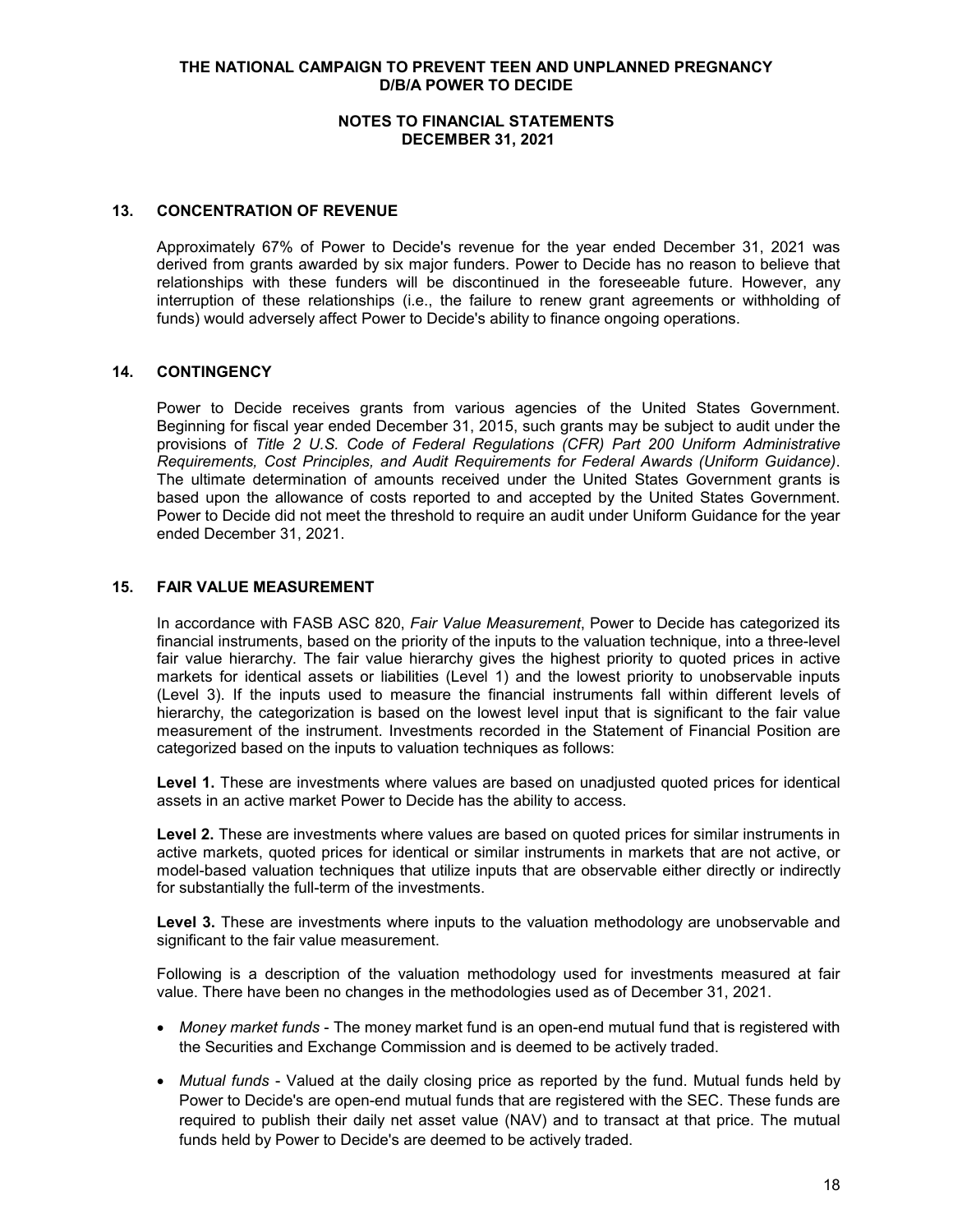## 13. CONCENTRATION OF REVENUE

Approximately 67% of Power to Decide's revenue for the year ended December 31, 2021 was derived from grants awarded by six major funders. Power to Decide has no reason to believe that relationships with these funders will be discontinued in the foreseeable future. However, any interruption of these relationships (i.e., the failure to renew grant agreements or withholding of funds) would adversely affect Power to Decide's ability to finance ongoing operations.

## 14. CONTINGENCY

Power to Decide receives grants from various agencies of the United States Government. Beginning for fiscal year ended December 31, 2015, such grants may be subject to audit under the provisions of *Title 2 U.S. Code of Federal Regulations (CFR) Part 200 Uniform Administrative Requirements, Cost Principles, and Audit Requirements for Federal Awards (Uniform Guidance)*. The ultimate determination of amounts received under the United States Government grants is based upon the allowance of costs reported to and accepted by the United States Government. Power to Decide did not meet the threshold to require an audit under Uniform Guidance for the year ended December 31, 2021.

## 15. FAIR VALUE MEASUREMENT

In accordance with FASB ASC 820, *Fair Value Measurement*, Power to Decide has categorized its financial instruments, based on the priority of the inputs to the valuation technique, into a three-level fair value hierarchy. The fair value hierarchy gives the highest priority to quoted prices in active markets for identical assets or liabilities (Level 1) and the lowest priority to unobservable inputs (Level 3). If the inputs used to measure the financial instruments fall within different levels of hierarchy, the categorization is based on the lowest level input that is significant to the fair value measurement of the instrument. Investments recorded in the Statement of Financial Position are categorized based on the inputs to valuation techniques as follows:

**Level 1.** These are investments where values are based on unadjusted quoted prices for identical assets in an active market Power to Decide has the ability to access.

**Level 2.** These are investments where values are based on quoted prices for similar instruments in active markets, quoted prices for identical or similar instruments in markets that are not active, or model-based valuation techniques that utilize inputs that are observable either directly or indirectly for substantially the full-term of the investments.

**Level 3.** These are investments where inputs to the valuation methodology are unobservable and significant to the fair value measurement.

Following is a description of the valuation methodology used for investments measured at fair value. There have been no changes in the methodologies used as of December 31, 2021.

- *Money market funds* - The money market fund is an open-end mutual fund that is registered with the Securities and Exchange Commission and is deemed to be actively traded.
- *Mutual funds* - Valued at the daily closing price as reported by the fund. Mutual funds held by Power to Decide's are open-end mutual funds that are registered with the SEC. These funds are required to publish their daily net asset value (NAV) and to transact at that price. The mutual funds held by Power to Decide's are deemed to be actively traded.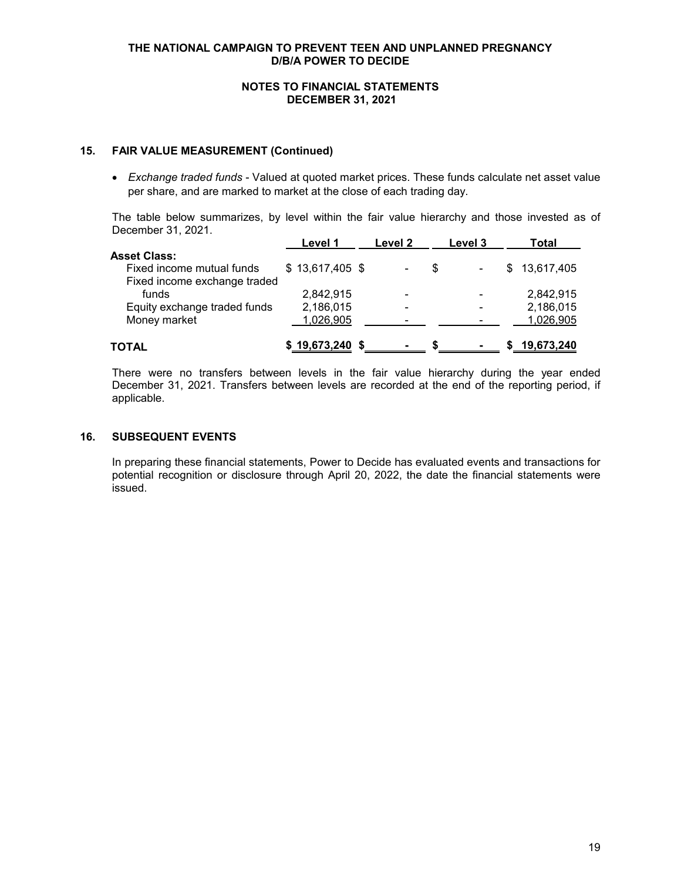## 15. FAIR VALUE MEASUREMENT (Continued)

- *Exchange traded funds* - Valued at quoted market prices. These funds calculate net asset value per share, and are marked to market at the close of each trading day.

The table below summarizes, by level within the fair value hierarchy and those invested as of December 31, 2021.

| | Level 1 | Level 2 | Level 3 | Total |
|---|---|---|---|---|
| **Asset Class:** | | | | |
| Fixed income mutual funds | $ 13,617,405 | $ - | $ - | $ 13,617,405 |
| Fixed income exchange traded funds | 2,842,915 | - | - | 2,842,915 |
| Equity exchange traded funds | 2,186,015 | - | - | 2,186,015 |
| Money market | 1,026,905 | - | - | 1,026,905 |
| **TOTAL** | **$ 19,673,240** | **$ -** | **$ -** | **$ 19,673,240** |

There were no transfers between levels in the fair value hierarchy during the year ended December 31, 2021. Transfers between levels are recorded at the end of the reporting period, if applicable.

## 16. SUBSEQUENT EVENTS

In preparing these financial statements, Power to Decide has evaluated events and transactions for potential recognition or disclosure through April 20, 2022, the date the financial statements were issued.